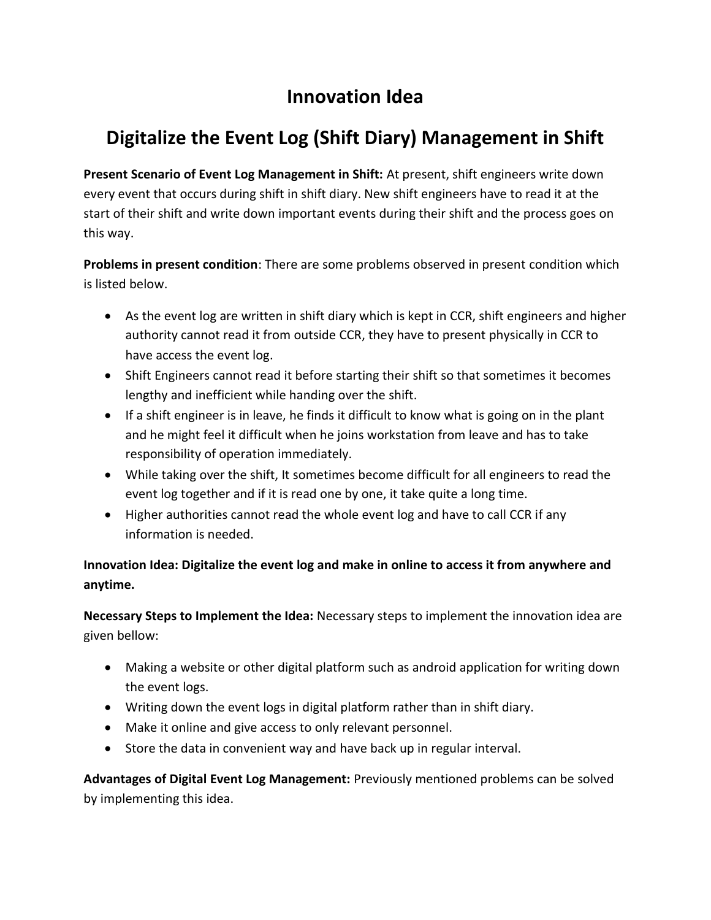# Innovation Idea

# Digitalize the Event Log (Shift Diary) Management in Shift

**Present Scenario of Event Log Management in Shift:** At present, shift engineers write down every event that occurs during shift in shift diary. New shift engineers have to read it at the start of their shift and write down important events during their shift and the process goes on this way.

**Problems in present condition**: There are some problems observed in present condition which is listed below.

- As the event log are written in shift diary which is kept in CCR, shift engineers and higher authority cannot read it from outside CCR, they have to present physically in CCR to have access the event log.
- Shift Engineers cannot read it before starting their shift so that sometimes it becomes lengthy and inefficient while handing over the shift.
- If a shift engineer is in leave, he finds it difficult to know what is going on in the plant and he might feel it difficult when he joins workstation from leave and has to take responsibility of operation immediately.
- While taking over the shift, It sometimes become difficult for all engineers to read the event log together and if it is read one by one, it take quite a long time.
- Higher authorities cannot read the whole event log and have to call CCR if any information is needed.

**Innovation Idea: Digitalize the event log and make in online to access it from anywhere and anytime.**

**Necessary Steps to Implement the Idea:** Necessary steps to implement the innovation idea are given bellow:

- Making a website or other digital platform such as android application for writing down the event logs.
- Writing down the event logs in digital platform rather than in shift diary.
- Make it online and give access to only relevant personnel.
- Store the data in convenient way and have back up in regular interval.

**Advantages of Digital Event Log Management:** Previously mentioned problems can be solved by implementing this idea.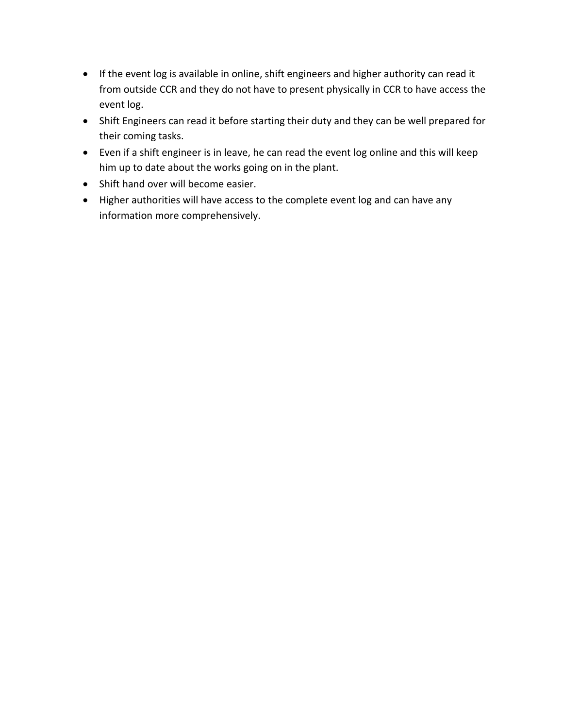- If the event log is available in online, shift engineers and higher authority can read it from outside CCR and they do not have to present physically in CCR to have access the event log.
- Shift Engineers can read it before starting their duty and they can be well prepared for their coming tasks.
- Even if a shift engineer is in leave, he can read the event log online and this will keep him up to date about the works going on in the plant.
- Shift hand over will become easier.
- Higher authorities will have access to the complete event log and can have any information more comprehensively.